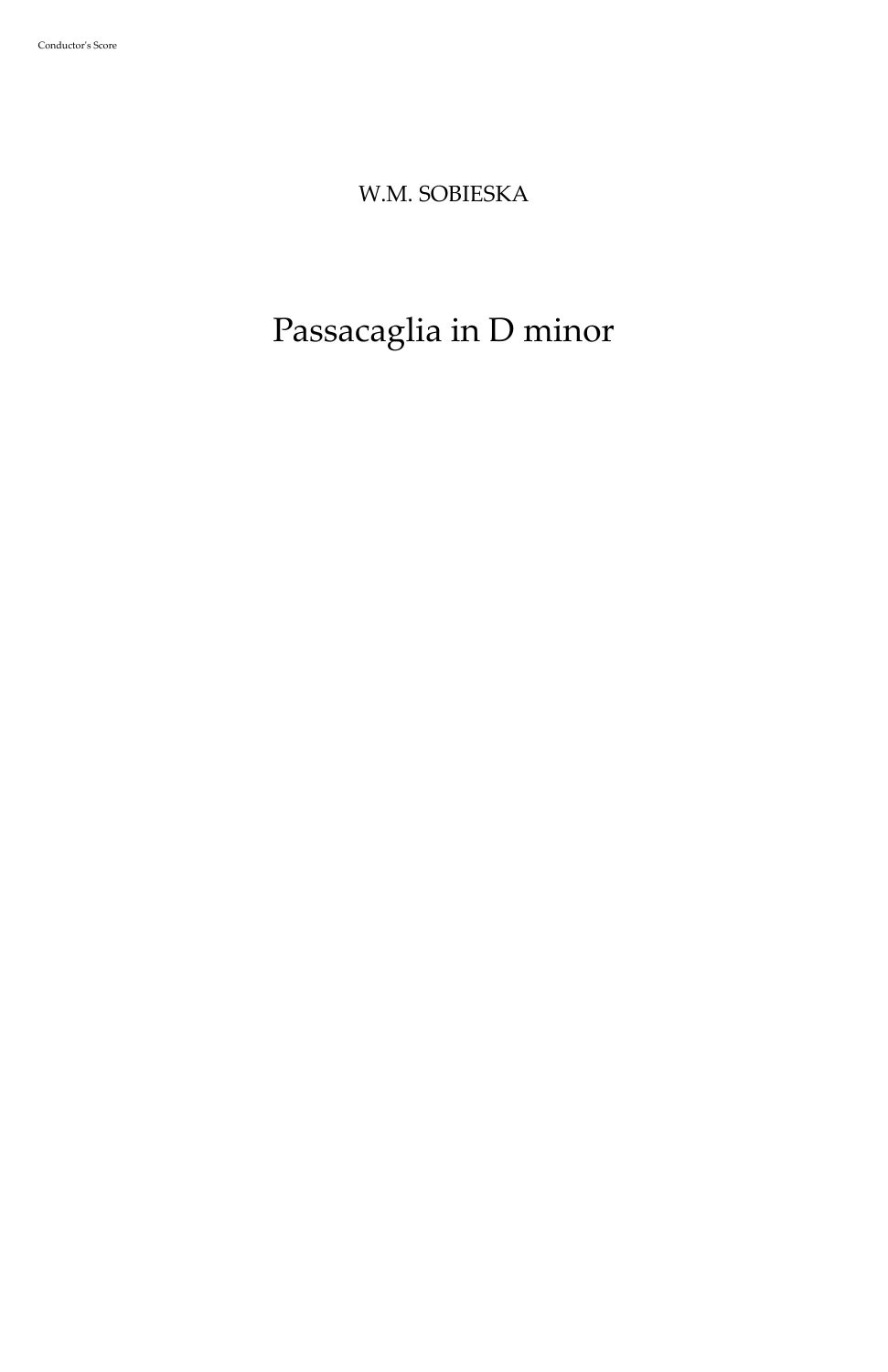Conductor's Score

W.M. SOBIESKA

# Passacaglia in D minor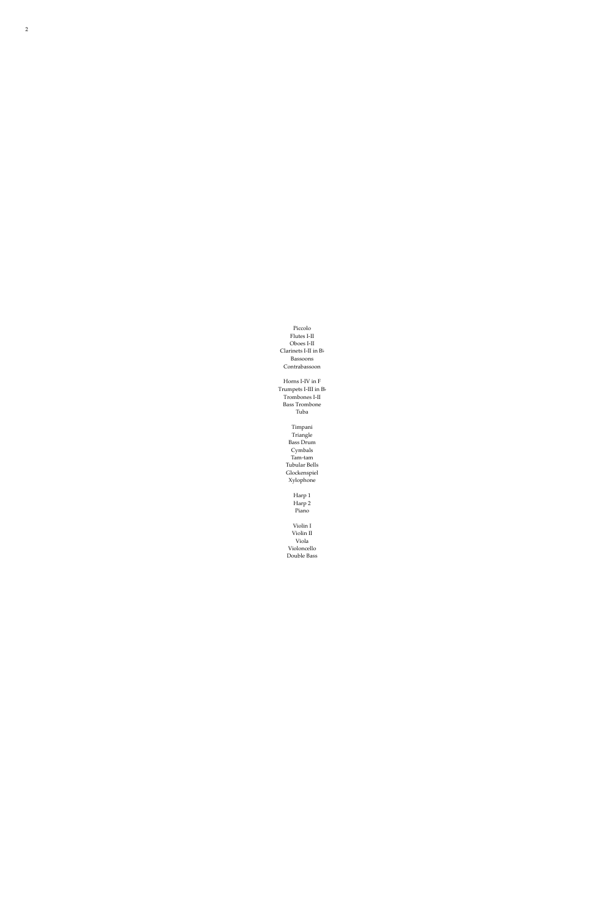Piccolo
Flutes I-II
Oboes I-II
Clarinets I-II in B♭
Bassoons
Contrabassoon

Horns I-IV in F
Trumpets I-III in B♭
Trombones I-II
Bass Trombone
Tuba

Timpani
Triangle
Bass Drum
Cymbals
Tam-tam
Tubular Bells
Glockenspiel
Xylophone

Harp 1
Harp 2
Piano

Violin I
Violin II
Viola
Violoncello
Double Bass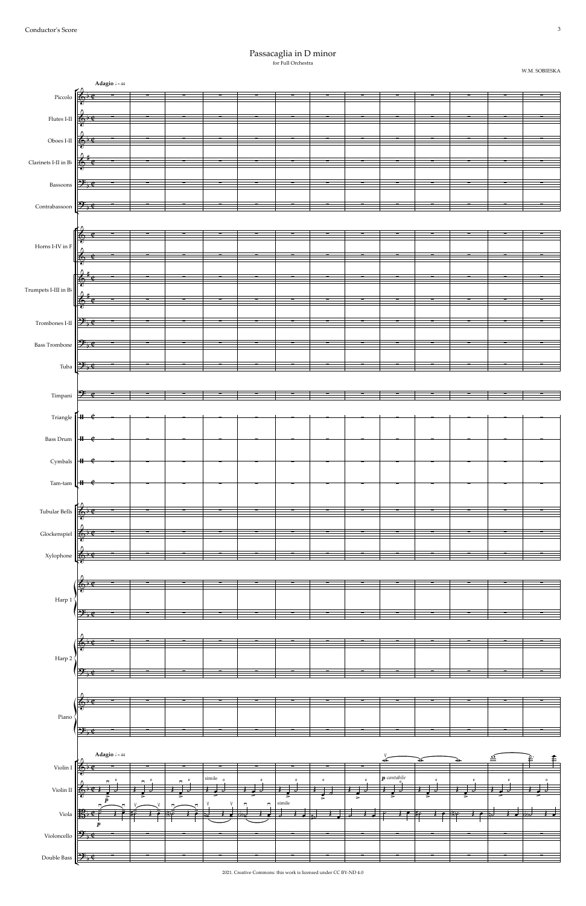Conductor's Score

# Passacaglia in D minor

for Full Orchestra

W.M. SOBIESKA

**Adagio** ♩= 44

Piccolo

Flutes I-II

Oboes I-II

Clarinets I-II in B♭

Bassoons

Contrabassoon

Horns I-IV in F

Trumpets I-III in B♭

Trombones I-II

Bass Trombone

Tuba

Timpani

Triangle

Bass Drum

Cymbals

Tam-tam

Tubular Bells

Glockenspiel

Xylophone

Harp 1

Harp 2

Piano

**Adagio** ♩= 44

Violin I

Violin II

Viola

Violoncello

Double Bass

*p* simile simile *p cantabile*

2021. Creative Commons: this work is licensed under CC BY-ND 4.0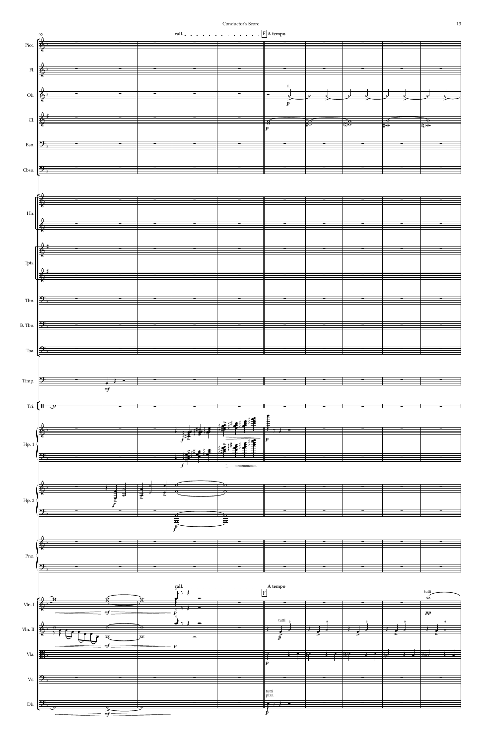92

rall. . . . . . . . . . . . . . F A tempo

Picc.

Fl.

Ob. — 1. *p*

Cl. — *p*

Bsn.

Cbsn.

Hn.

Tpts.

Tbn.

B. Tbn.

Tba.

Timp. — *mf*

Tri.

Hp. 1 — *f* *p*

Hp. 2 — *f* *f*

Pno.

rall. . . . . . . . . . . . . . A tempo F

Vln. I — *mf* *p* tutti *pp*

Vln. II — *mf* *p* tutti *p*

Vla. — *p*

Vc.

Db. — *mf* tutti pizz. *p*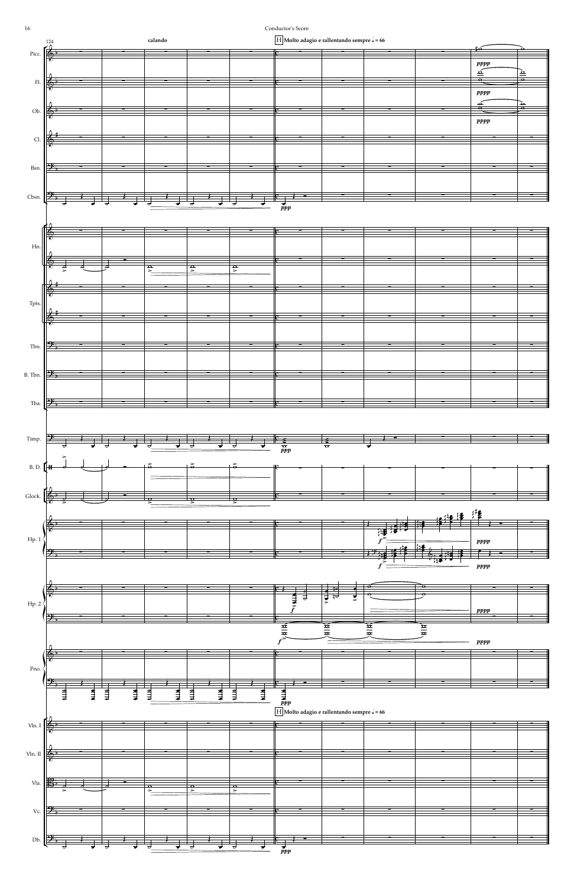calando

H Molto adagio e rallentando sempre ♩ = 66

H Molto adagio e rallentando sempre ♩ = 66